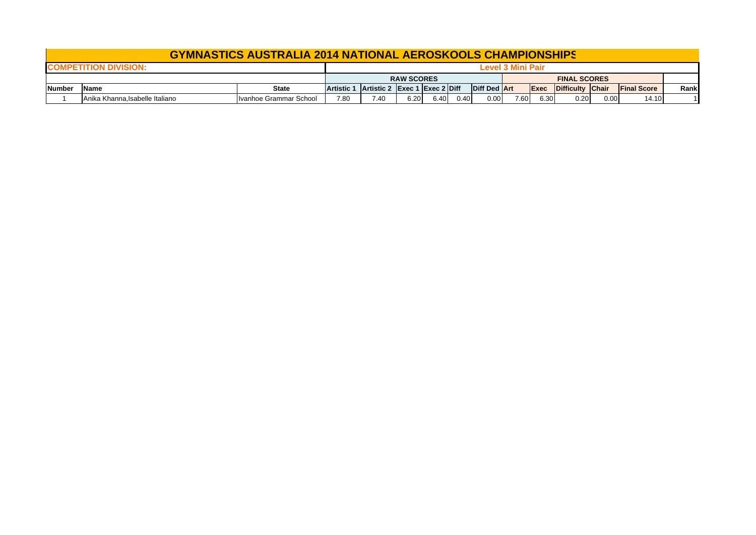# GYMNASTICS AUSTRALIA 2014 NATIONAL AEROSKOOLS CHAMPIONSHIPS

| COMPETITION DIVISION: | | | Level 3 Mini Pair | | | | | | | | | | | | | |
|---|---|---|---|---|---|---|---|---|---|---|---|---|---|---|---|
| | | | RAW SCORES | | | | | | FINAL SCORES | | | | | | |
| Number | Name | State | Artistic 1 | Artistic 2 | Exec 1 | Exec 2 | Diff | Diff Ded | Art | Exec | Difficulty | Chair | Final Score | Rank |
| 1 | Anika Khanna,Isabelle Italiano | Ivanhoe Grammar School | 7.80 | 7.40 | 6.20 | 6.40 | 0.40 | 0.00 | 7.60 | 6.30 | 0.20 | 0.00 | 14.10 | 1 |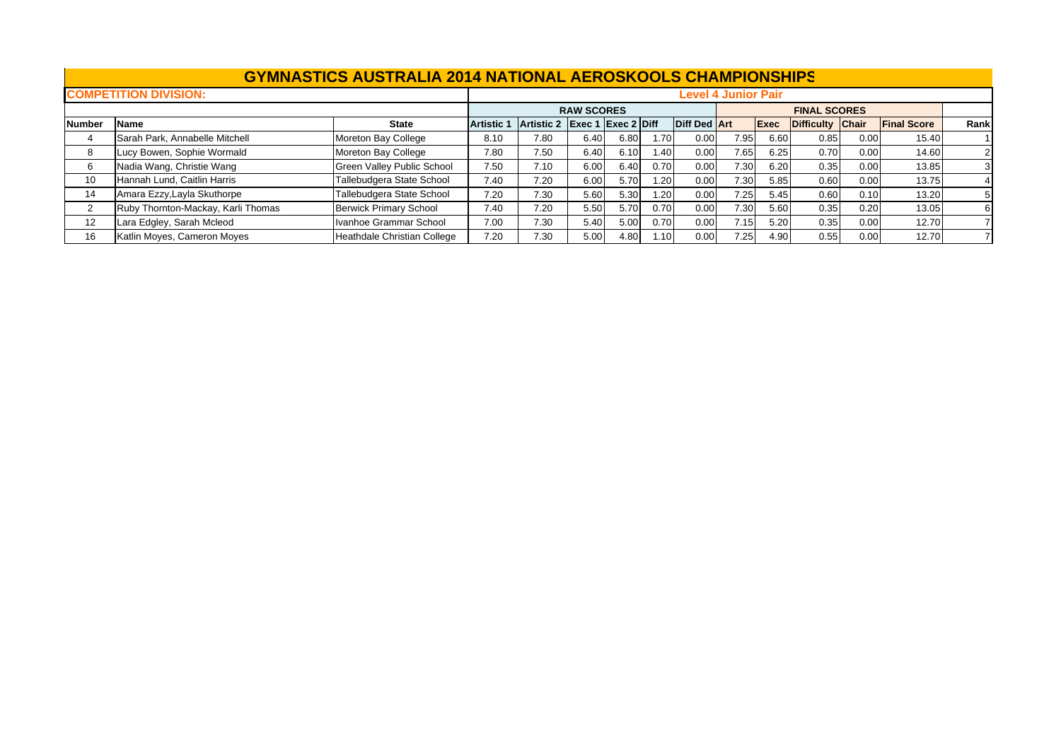# GYMNASTICS AUSTRALIA 2014 NATIONAL AEROSKOOLS CHAMPIONSHIPS

**COMPETITION DIVISION:** **Level 4 Junior Pair**

| | | | RAW SCORES | | | | | | FINAL SCORES | | | | | | |
|---|---|---|---|---|---|---|---|---|---|---|---|---|---|---|---|
| **Number** | **Name** | **State** | **Artistic 1** | **Artistic 2** | **Exec 1** | **Exec 2** | **Diff** | **Diff Ded** | **Art** | **Exec** | **Difficulty** | **Chair** | **Final Score** | **Rank** |
| 4 | Sarah Park, Annabelle Mitchell | Moreton Bay College | 8.10 | 7.80 | 6.40 | 6.80 | 1.70 | 0.00 | 7.95 | 6.60 | 0.85 | 0.00 | 15.40 | 1 |
| 8 | Lucy Bowen, Sophie Wormald | Moreton Bay College | 7.80 | 7.50 | 6.40 | 6.10 | 1.40 | 0.00 | 7.65 | 6.25 | 0.70 | 0.00 | 14.60 | 2 |
| 6 | Nadia Wang, Christie Wang | Green Valley Public School | 7.50 | 7.10 | 6.00 | 6.40 | 0.70 | 0.00 | 7.30 | 6.20 | 0.35 | 0.00 | 13.85 | 3 |
| 10 | Hannah Lund, Caitlin Harris | Tallebudgera State School | 7.40 | 7.20 | 6.00 | 5.70 | 1.20 | 0.00 | 7.30 | 5.85 | 0.60 | 0.00 | 13.75 | 4 |
| 14 | Amara Ezzy,Layla Skuthorpe | Tallebudgera State School | 7.20 | 7.30 | 5.60 | 5.30 | 1.20 | 0.00 | 7.25 | 5.45 | 0.60 | 0.10 | 13.20 | 5 |
| 2 | Ruby Thornton-Mackay, Karli Thomas | Berwick Primary School | 7.40 | 7.20 | 5.50 | 5.70 | 0.70 | 0.00 | 7.30 | 5.60 | 0.35 | 0.20 | 13.05 | 6 |
| 12 | Lara Edgley, Sarah Mcleod | Ivanhoe Grammar School | 7.00 | 7.30 | 5.40 | 5.00 | 0.70 | 0.00 | 7.15 | 5.20 | 0.35 | 0.00 | 12.70 | 7 |
| 16 | Katlin Moyes, Cameron Moyes | Heathdale Christian College | 7.20 | 7.30 | 5.00 | 4.80 | 1.10 | 0.00 | 7.25 | 4.90 | 0.55 | 0.00 | 12.70 | 7 |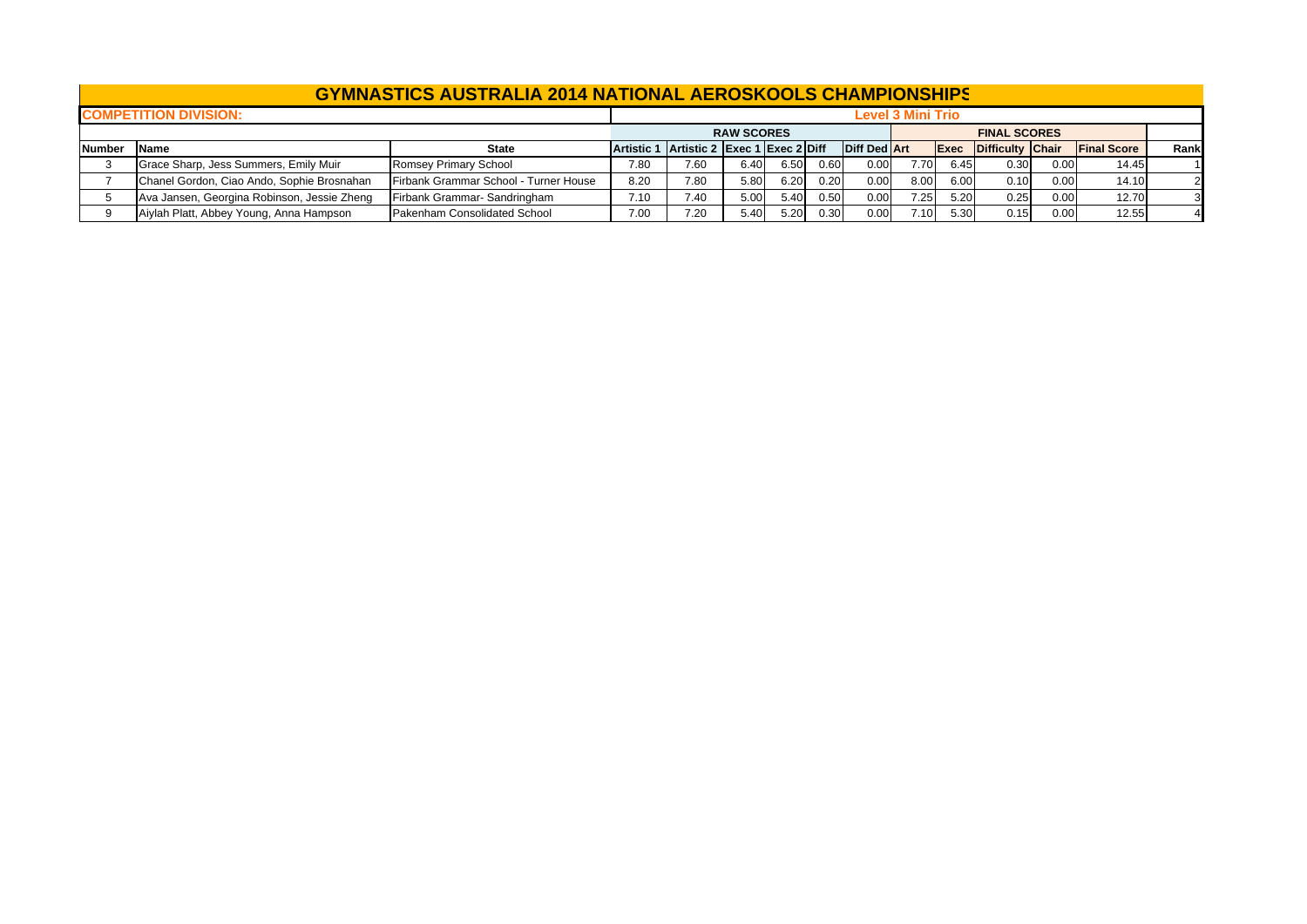# GYMNASTICS AUSTRALIA 2014 NATIONAL AEROSKOOLS CHAMPIONSHIPS

**COMPETITION DIVISION:** **Level 3 Mini Trio**

| | | | RAW SCORES | | | | | | FINAL SCORES | | | | | | |
|---|---|---|---|---|---|---|---|---|---|---|---|---|---|---|---|
| Number | Name | State | Artistic 1 | Artistic 2 | Exec 1 | Exec 2 | Diff | Diff Ded | Art | Exec | Difficulty | Chair | Final Score | Rank |
| 3 | Grace Sharp, Jess Summers, Emily Muir | Romsey Primary School | 7.80 | 7.60 | 6.40 | 6.50 | 0.60 | 0.00 | 7.70 | 6.45 | 0.30 | 0.00 | 14.45 | 1 |
| 7 | Chanel Gordon, Ciao Ando, Sophie Brosnahan | Firbank Grammar School - Turner House | 8.20 | 7.80 | 5.80 | 6.20 | 0.20 | 0.00 | 8.00 | 6.00 | 0.10 | 0.00 | 14.10 | 2 |
| 5 | Ava Jansen, Georgina Robinson, Jessie Zheng | Firbank Grammar- Sandringham | 7.10 | 7.40 | 5.00 | 5.40 | 0.50 | 0.00 | 7.25 | 5.20 | 0.25 | 0.00 | 12.70 | 3 |
| 9 | Aiylah Platt, Abbey Young, Anna Hampson | Pakenham Consolidated School | 7.00 | 7.20 | 5.40 | 5.20 | 0.30 | 0.00 | 7.10 | 5.30 | 0.15 | 0.00 | 12.55 | 4 |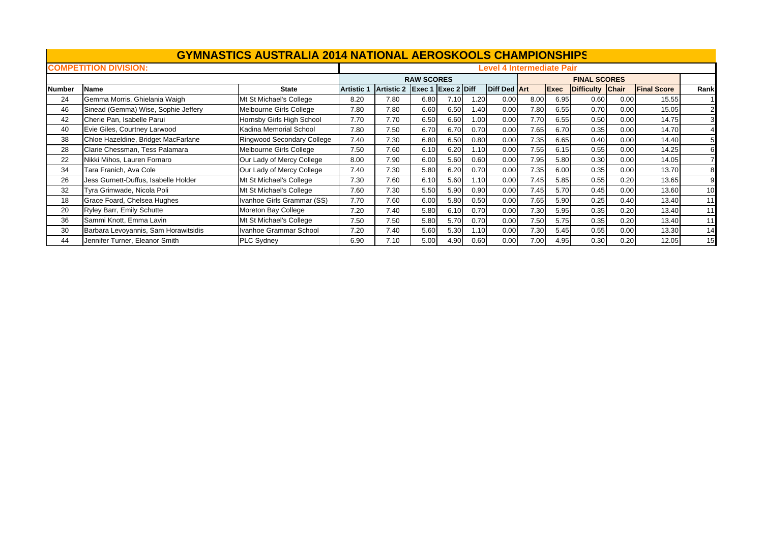# GYMNASTICS AUSTRALIA 2014 NATIONAL AEROSKOOLS CHAMPIONSHIPS

**COMPETITION DIVISION:** **Level 4 Intermediate Pair**

| | | | RAW SCORES | | | | | | FINAL SCORES | | | | | |
|---|---|---|---|---|---|---|---|---|---|---|---|---|---|---|
| Number | Name | State | Artistic 1 | Artistic 2 | Exec 1 | Exec 2 | Diff | Diff Ded | Art | Exec | Difficulty | Chair | Final Score | Rank |
| 24 | Gemma Morris, Ghielania Waigh | Mt St Michael's College | 8.20 | 7.80 | 6.80 | 7.10 | 1.20 | 0.00 | 8.00 | 6.95 | 0.60 | 0.00 | 15.55 | 1 |
| 46 | Sinead (Gemma) Wise, Sophie Jeffery | Melbourne Girls College | 7.80 | 7.80 | 6.60 | 6.50 | 1.40 | 0.00 | 7.80 | 6.55 | 0.70 | 0.00 | 15.05 | 2 |
| 42 | Cherie Pan, Isabelle Parui | Hornsby Girls High School | 7.70 | 7.70 | 6.50 | 6.60 | 1.00 | 0.00 | 7.70 | 6.55 | 0.50 | 0.00 | 14.75 | 3 |
| 40 | Evie Giles, Courtney Larwood | Kadina Memorial School | 7.80 | 7.50 | 6.70 | 6.70 | 0.70 | 0.00 | 7.65 | 6.70 | 0.35 | 0.00 | 14.70 | 4 |
| 38 | Chloe Hazeldine, Bridget MacFarlane | Ringwood Secondary College | 7.40 | 7.30 | 6.80 | 6.50 | 0.80 | 0.00 | 7.35 | 6.65 | 0.40 | 0.00 | 14.40 | 5 |
| 28 | Clarie Chessman, Tess Palamara | Melbourne Girls College | 7.50 | 7.60 | 6.10 | 6.20 | 1.10 | 0.00 | 7.55 | 6.15 | 0.55 | 0.00 | 14.25 | 6 |
| 22 | Nikki Mihos, Lauren Fornaro | Our Lady of Mercy College | 8.00 | 7.90 | 6.00 | 5.60 | 0.60 | 0.00 | 7.95 | 5.80 | 0.30 | 0.00 | 14.05 | 7 |
| 34 | Tara Franich, Ava Cole | Our Lady of Mercy College | 7.40 | 7.30 | 5.80 | 6.20 | 0.70 | 0.00 | 7.35 | 6.00 | 0.35 | 0.00 | 13.70 | 8 |
| 26 | Jess Gurnett-Duffus, Isabelle Holder | Mt St Michael's College | 7.30 | 7.60 | 6.10 | 5.60 | 1.10 | 0.00 | 7.45 | 5.85 | 0.55 | 0.20 | 13.65 | 9 |
| 32 | Tyra Grimwade, Nicola Poli | Mt St Michael's College | 7.60 | 7.30 | 5.50 | 5.90 | 0.90 | 0.00 | 7.45 | 5.70 | 0.45 | 0.00 | 13.60 | 10 |
| 18 | Grace Foard, Chelsea Hughes | Ivanhoe Girls Grammar (SS) | 7.70 | 7.60 | 6.00 | 5.80 | 0.50 | 0.00 | 7.65 | 5.90 | 0.25 | 0.40 | 13.40 | 11 |
| 20 | Ryley Barr, Emily Schutte | Moreton Bay College | 7.20 | 7.40 | 5.80 | 6.10 | 0.70 | 0.00 | 7.30 | 5.95 | 0.35 | 0.20 | 13.40 | 11 |
| 36 | Sammi Knott, Emma Lavin | Mt St Michael's College | 7.50 | 7.50 | 5.80 | 5.70 | 0.70 | 0.00 | 7.50 | 5.75 | 0.35 | 0.20 | 13.40 | 11 |
| 30 | Barbara Levoyannis, Sam Horawitsidis | Ivanhoe Grammar School | 7.20 | 7.40 | 5.60 | 5.30 | 1.10 | 0.00 | 7.30 | 5.45 | 0.55 | 0.00 | 13.30 | 14 |
| 44 | Jennifer Turner, Eleanor Smith | PLC Sydney | 6.90 | 7.10 | 5.00 | 4.90 | 0.60 | 0.00 | 7.00 | 4.95 | 0.30 | 0.20 | 12.05 | 15 |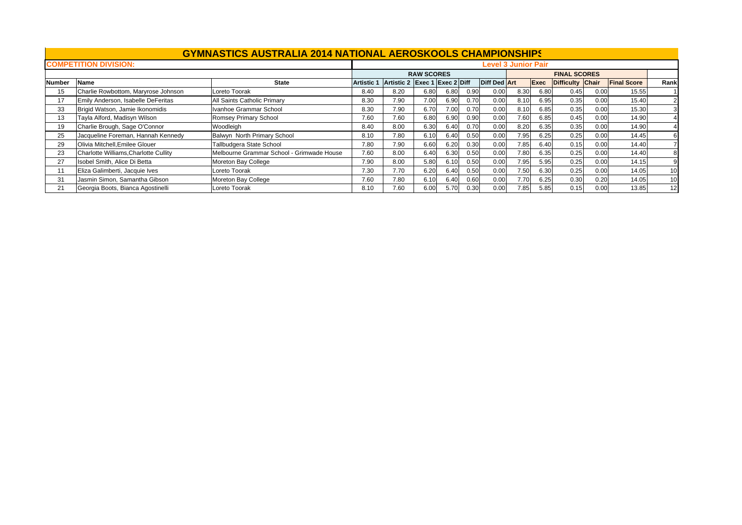# GYMNASTICS AUSTRALIA 2014 NATIONAL AEROSKOOLS CHAMPIONSHIPS

| COMPETITION DIVISION: | | | Level 3 Junior Pair | | | | | | | | | | | | |
|---|---|---|---|---|---|---|---|---|---|---|---|---|---|---|---|
| | | | RAW SCORES | | | | | | FINAL SCORES | | | | | | |
| Number | Name | State | Artistic 1 | Artistic 2 | Exec 1 | Exec 2 | Diff | Diff Ded | Art | Exec | Difficulty | Chair | Final Score | | Rank |
| 15 | Charlie Rowbottom, Maryrose Johnson | Loreto Toorak | 8.40 | 8.20 | 6.80 | 6.80 | 0.90 | 0.00 | 8.30 | 6.80 | 0.45 | 0.00 | 15.55 | | 1 |
| 17 | Emily Anderson, Isabelle DeFeritas | All Saints Catholic Primary | 8.30 | 7.90 | 7.00 | 6.90 | 0.70 | 0.00 | 8.10 | 6.95 | 0.35 | 0.00 | 15.40 | | 2 |
| 33 | Brigid Watson, Jamie Ikonomidis | Ivanhoe Grammar School | 8.30 | 7.90 | 6.70 | 7.00 | 0.70 | 0.00 | 8.10 | 6.85 | 0.35 | 0.00 | 15.30 | | 3 |
| 13 | Tayla Alford, Madisyn Wilson | Romsey Primary School | 7.60 | 7.60 | 6.80 | 6.90 | 0.90 | 0.00 | 7.60 | 6.85 | 0.45 | 0.00 | 14.90 | | 4 |
| 19 | Charlie Brough, Sage O'Connor | Woodleigh | 8.40 | 8.00 | 6.30 | 6.40 | 0.70 | 0.00 | 8.20 | 6.35 | 0.35 | 0.00 | 14.90 | | 4 |
| 25 | Jacqueline Foreman, Hannah Kennedy | Balwyn North Primary School | 8.10 | 7.80 | 6.10 | 6.40 | 0.50 | 0.00 | 7.95 | 6.25 | 0.25 | 0.00 | 14.45 | | 6 |
| 29 | Olivia Mitchell,Emilee Glouer | Tallbudgera State School | 7.80 | 7.90 | 6.60 | 6.20 | 0.30 | 0.00 | 7.85 | 6.40 | 0.15 | 0.00 | 14.40 | | 7 |
| 23 | Charlotte Williams,Charlotte Cullity | Melbourne Grammar School - Grimwade House | 7.60 | 8.00 | 6.40 | 6.30 | 0.50 | 0.00 | 7.80 | 6.35 | 0.25 | 0.00 | 14.40 | | 8 |
| 27 | Isobel Smith, Alice Di Betta | Moreton Bay College | 7.90 | 8.00 | 5.80 | 6.10 | 0.50 | 0.00 | 7.95 | 5.95 | 0.25 | 0.00 | 14.15 | | 9 |
| 11 | Eliza Galimberti, Jacquie Ives | Loreto Toorak | 7.30 | 7.70 | 6.20 | 6.40 | 0.50 | 0.00 | 7.50 | 6.30 | 0.25 | 0.00 | 14.05 | | 10 |
| 31 | Jasmin Simon, Samantha Gibson | Moreton Bay College | 7.60 | 7.80 | 6.10 | 6.40 | 0.60 | 0.00 | 7.70 | 6.25 | 0.30 | 0.20 | 14.05 | | 10 |
| 21 | Georgia Boots, Bianca Agostinelli | Loreto Toorak | 8.10 | 7.60 | 6.00 | 5.70 | 0.30 | 0.00 | 7.85 | 5.85 | 0.15 | 0.00 | 13.85 | | 12 |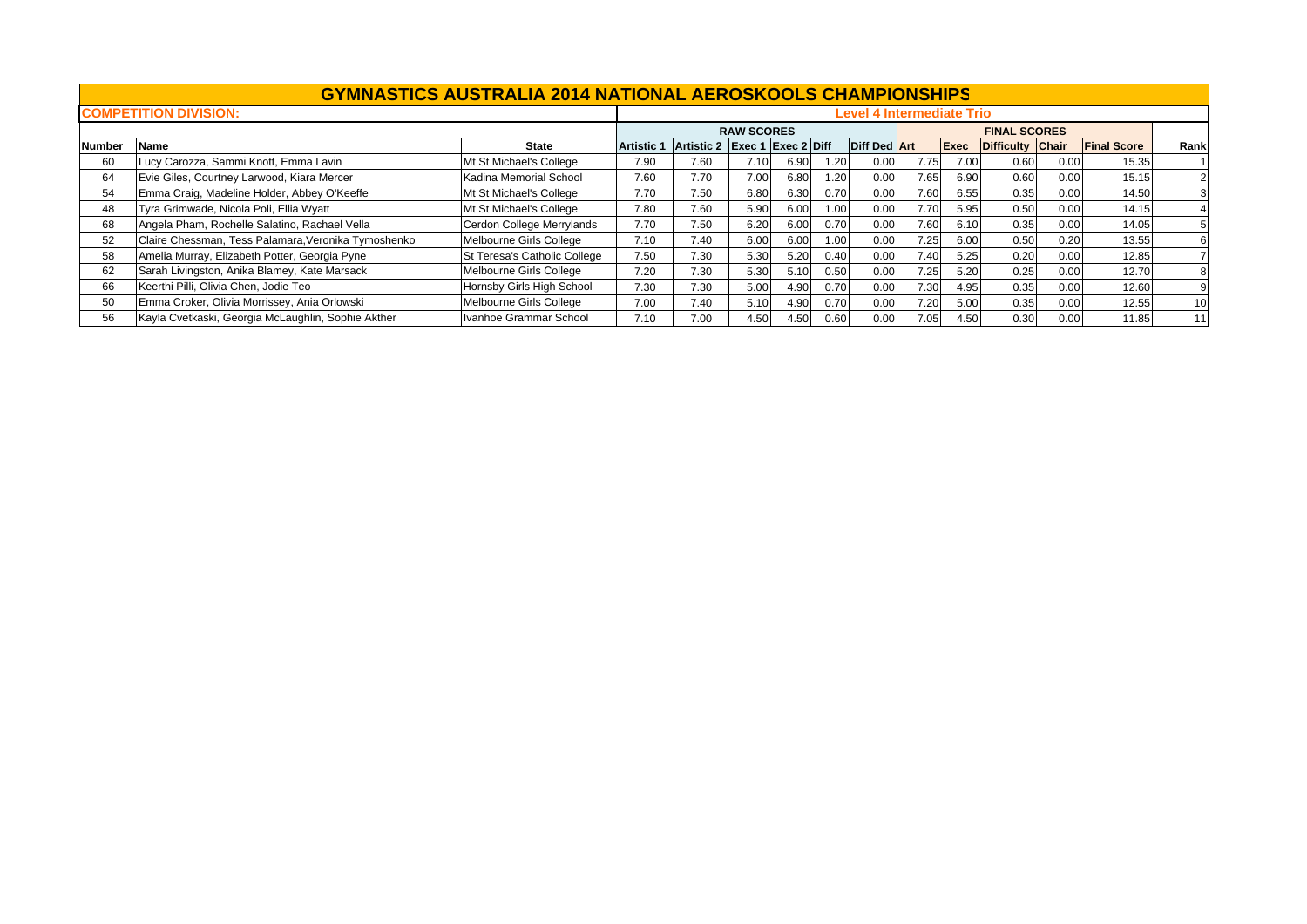# GYMNASTICS AUSTRALIA 2014 NATIONAL AEROSKOOLS CHAMPIONSHIPS

**COMPETITION DIVISION:** Level 4 Intermediate Trio

| | | | RAW SCORES | | | | | | FINAL SCORES | | | | | |
|---|---|---|---|---|---|---|---|---|---|---|---|---|---|---|
| Number | Name | State | Artistic 1 | Artistic 2 | Exec 1 | Exec 2 | Diff | Diff Ded | Art | Exec | Difficulty | Chair | Final Score | Rank |
| 60 | Lucy Carozza, Sammi Knott, Emma Lavin | Mt St Michael's College | 7.90 | 7.60 | 7.10 | 6.90 | 1.20 | 0.00 | 7.75 | 7.00 | 0.60 | 0.00 | 15.35 | 1 |
| 64 | Evie Giles, Courtney Larwood, Kiara Mercer | Kadina Memorial School | 7.60 | 7.70 | 7.00 | 6.80 | 1.20 | 0.00 | 7.65 | 6.90 | 0.60 | 0.00 | 15.15 | 2 |
| 54 | Emma Craig, Madeline Holder, Abbey O'Keeffe | Mt St Michael's College | 7.70 | 7.50 | 6.80 | 6.30 | 0.70 | 0.00 | 7.60 | 6.55 | 0.35 | 0.00 | 14.50 | 3 |
| 48 | Tyra Grimwade, Nicola Poli, Ellia Wyatt | Mt St Michael's College | 7.80 | 7.60 | 5.90 | 6.00 | 1.00 | 0.00 | 7.70 | 5.95 | 0.50 | 0.00 | 14.15 | 4 |
| 68 | Angela Pham, Rochelle Salatino, Rachael Vella | Cerdon College Merrylands | 7.70 | 7.50 | 6.20 | 6.00 | 0.70 | 0.00 | 7.60 | 6.10 | 0.35 | 0.00 | 14.05 | 5 |
| 52 | Claire Chessman, Tess Palamara,Veronika Tymoshenko | Melbourne Girls College | 7.10 | 7.40 | 6.00 | 6.00 | 1.00 | 0.00 | 7.25 | 6.00 | 0.50 | 0.20 | 13.55 | 6 |
| 58 | Amelia Murray, Elizabeth Potter, Georgia Pyne | St Teresa's Catholic College | 7.50 | 7.30 | 5.30 | 5.20 | 0.40 | 0.00 | 7.40 | 5.25 | 0.20 | 0.00 | 12.85 | 7 |
| 62 | Sarah Livingston, Anika Blamey, Kate Marsack | Melbourne Girls College | 7.20 | 7.30 | 5.30 | 5.10 | 0.50 | 0.00 | 7.25 | 5.20 | 0.25 | 0.00 | 12.70 | 8 |
| 66 | Keerthi Pilli, Olivia Chen, Jodie Teo | Hornsby Girls High School | 7.30 | 7.30 | 5.00 | 4.90 | 0.70 | 0.00 | 7.30 | 4.95 | 0.35 | 0.00 | 12.60 | 9 |
| 50 | Emma Croker, Olivia Morrissey, Ania Orlowski | Melbourne Girls College | 7.00 | 7.40 | 5.10 | 4.90 | 0.70 | 0.00 | 7.20 | 5.00 | 0.35 | 0.00 | 12.55 | 10 |
| 56 | Kayla Cvetkaski, Georgia McLaughlin, Sophie Akther | Ivanhoe Grammar School | 7.10 | 7.00 | 4.50 | 4.50 | 0.60 | 0.00 | 7.05 | 4.50 | 0.30 | 0.00 | 11.85 | 11 |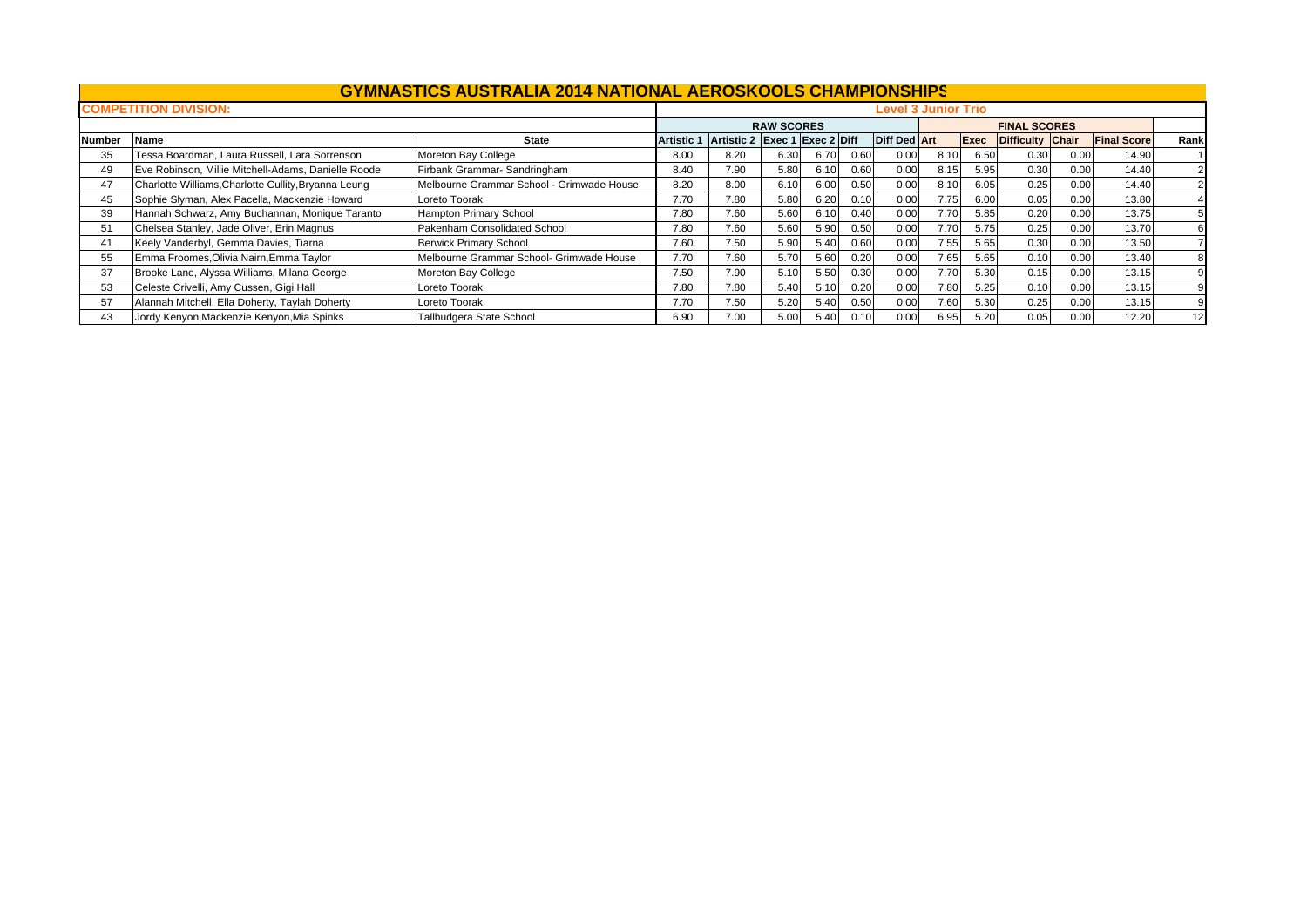# GYMNASTICS AUSTRALIA 2014 NATIONAL AEROSKOOLS CHAMPIONSHIPS

**COMPETITION DIVISION:** **Level 3 Junior Trio**

| | | | RAW SCORES | | | | | | FINAL SCORES | | | | | | |
|---|---|---|---|---|---|---|---|---|---|---|---|---|---|---|---|
| Number | Name | State | Artistic 1 | Artistic 2 | Exec 1 | Exec 2 | Diff | Diff Ded | Art | Exec | Difficulty | Chair | Final Score | Rank |
| 35 | Tessa Boardman, Laura Russell, Lara Sorrenson | Moreton Bay College | 8.00 | 8.20 | 6.30 | 6.70 | 0.60 | 0.00 | 8.10 | 6.50 | 0.30 | 0.00 | 14.90 | 1 |
| 49 | Eve Robinson, Millie Mitchell-Adams, Danielle Roode | Firbank Grammar- Sandringham | 8.40 | 7.90 | 5.80 | 6.10 | 0.60 | 0.00 | 8.15 | 5.95 | 0.30 | 0.00 | 14.40 | 2 |
| 47 | Charlotte Williams,Charlotte Cullity,Bryanna Leung | Melbourne Grammar School - Grimwade House | 8.20 | 8.00 | 6.10 | 6.00 | 0.50 | 0.00 | 8.10 | 6.05 | 0.25 | 0.00 | 14.40 | 2 |
| 45 | Sophie Slyman, Alex Pacella, Mackenzie Howard | Loreto Toorak | 7.70 | 7.80 | 5.80 | 6.20 | 0.10 | 0.00 | 7.75 | 6.00 | 0.05 | 0.00 | 13.80 | 4 |
| 39 | Hannah Schwarz, Amy Buchannan, Monique Taranto | Hampton Primary School | 7.80 | 7.60 | 5.60 | 6.10 | 0.40 | 0.00 | 7.70 | 5.85 | 0.20 | 0.00 | 13.75 | 5 |
| 51 | Chelsea Stanley, Jade Oliver, Erin Magnus | Pakenham Consolidated School | 7.80 | 7.60 | 5.60 | 5.90 | 0.50 | 0.00 | 7.70 | 5.75 | 0.25 | 0.00 | 13.70 | 6 |
| 41 | Keely Vanderbyl, Gemma Davies, Tiarna | Berwick Primary School | 7.60 | 7.50 | 5.90 | 5.40 | 0.60 | 0.00 | 7.55 | 5.65 | 0.30 | 0.00 | 13.50 | 7 |
| 55 | Emma Froomes,Olivia Nairn,Emma Taylor | Melbourne Grammar School- Grimwade House | 7.70 | 7.60 | 5.70 | 5.60 | 0.20 | 0.00 | 7.65 | 5.65 | 0.10 | 0.00 | 13.40 | 8 |
| 37 | Brooke Lane, Alyssa Williams, Milana George | Moreton Bay College | 7.50 | 7.90 | 5.10 | 5.50 | 0.30 | 0.00 | 7.70 | 5.30 | 0.15 | 0.00 | 13.15 | 9 |
| 53 | Celeste Crivelli, Amy Cussen, Gigi Hall | Loreto Toorak | 7.80 | 7.80 | 5.40 | 5.10 | 0.20 | 0.00 | 7.80 | 5.25 | 0.10 | 0.00 | 13.15 | 9 |
| 57 | Alannah Mitchell, Ella Doherty, Taylah Doherty | Loreto Toorak | 7.70 | 7.50 | 5.20 | 5.40 | 0.50 | 0.00 | 7.60 | 5.30 | 0.25 | 0.00 | 13.15 | 9 |
| 43 | Jordy Kenyon,Mackenzie Kenyon,Mia Spinks | Tallbudgera State School | 6.90 | 7.00 | 5.00 | 5.40 | 0.10 | 0.00 | 6.95 | 5.20 | 0.05 | 0.00 | 12.20 | 12 |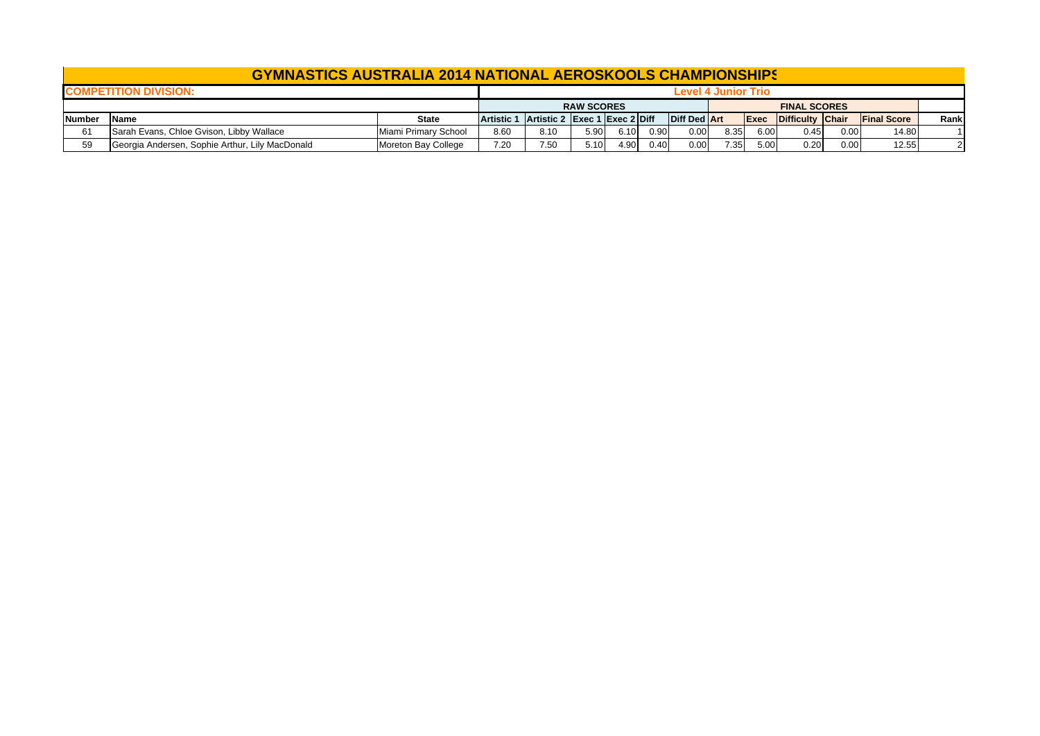# GYMNASTICS AUSTRALIA 2014 NATIONAL AEROSKOOLS CHAMPIONSHIPS

**COMPETITION DIVISION:** **Level 4 Junior Trio**

| | | | RAW SCORES | | | | | | FINAL SCORES | | | | | |
|---|---|---|---|---|---|---|---|---|---|---|---|---|---|---|
| **Number** | **Name** | **State** | **Artistic 1** | **Artistic 2** | **Exec 1** | **Exec 2** | **Diff** | **Diff Ded** | **Art** | **Exec** | **Difficulty** | **Chair** | **Final Score** | **Rank** |
| 61 | Sarah Evans, Chloe Gvison, Libby Wallace | Miami Primary School | 8.60 | 8.10 | 5.90 | 6.10 | 0.90 | 0.00 | 8.35 | 6.00 | 0.45 | 0.00 | 14.80 | 1 |
| 59 | Georgia Andersen, Sophie Arthur, Lily MacDonald | Moreton Bay College | 7.20 | 7.50 | 5.10 | 4.90 | 0.40 | 0.00 | 7.35 | 5.00 | 0.20 | 0.00 | 12.55 | 2 |